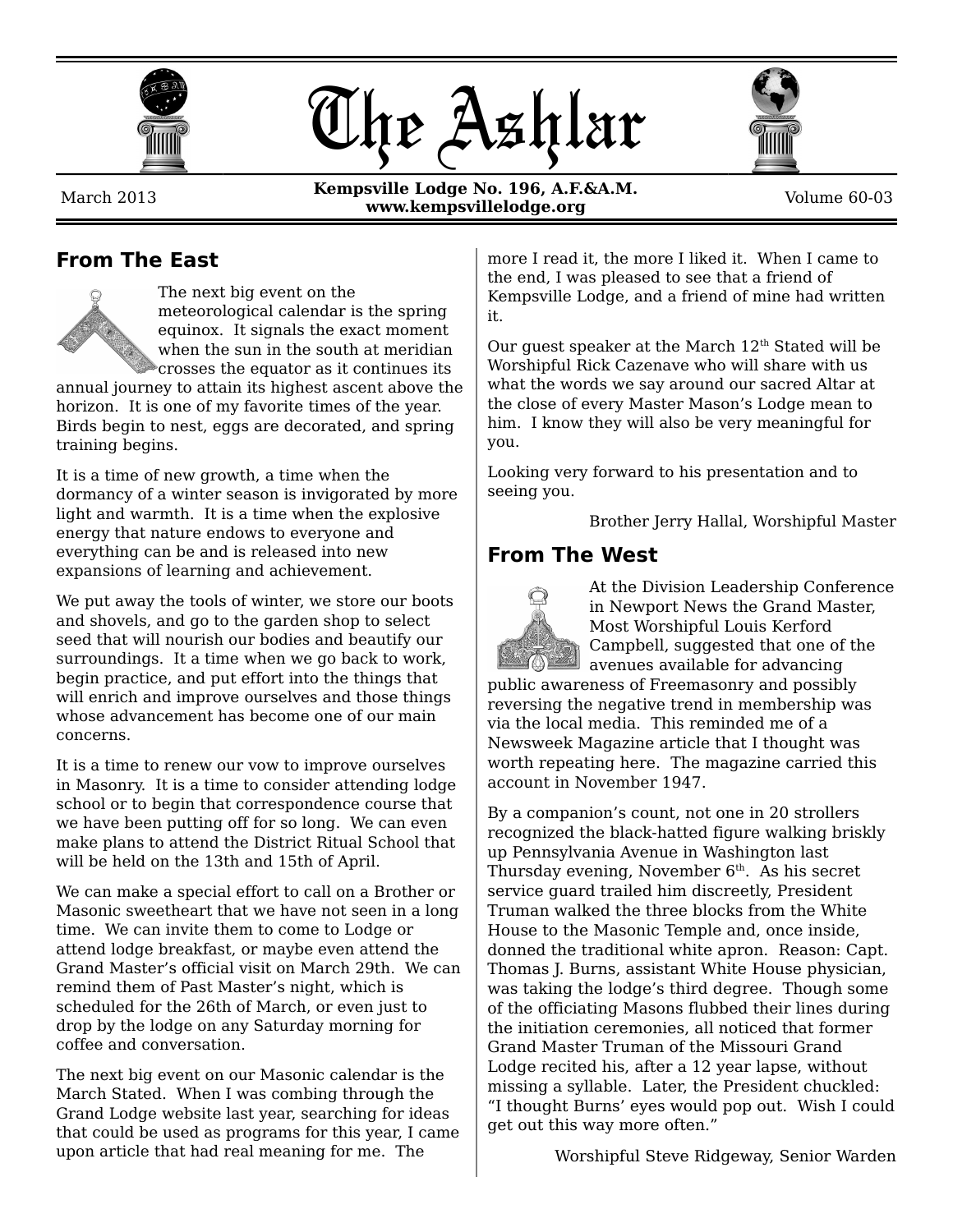# The Ashlar

March 2013 — **Kempsville Lodge No. 196, A.F.&A.M.** **www.kempsvillelodge.org** — Volume 60-03

## From The East

The next big event on the meteorological calendar is the spring equinox. It signals the exact moment when the sun in the south at meridian crosses the equator as it continues its annual journey to attain its highest ascent above the horizon. It is one of my favorite times of the year. Birds begin to nest, eggs are decorated, and spring training begins.

It is a time of new growth, a time when the dormancy of a winter season is invigorated by more light and warmth. It is a time when the explosive energy that nature endows to everyone and everything can be and is released into new expansions of learning and achievement.

We put away the tools of winter, we store our boots and shovels, and go to the garden shop to select seed that will nourish our bodies and beautify our surroundings. It a time when we go back to work, begin practice, and put effort into the things that will enrich and improve ourselves and those things whose advancement has become one of our main concerns.

It is a time to renew our vow to improve ourselves in Masonry. It is a time to consider attending lodge school or to begin that correspondence course that we have been putting off for so long. We can even make plans to attend the District Ritual School that will be held on the 13th and 15th of April.

We can make a special effort to call on a Brother or Masonic sweetheart that we have not seen in a long time. We can invite them to come to Lodge or attend lodge breakfast, or maybe even attend the Grand Master's official visit on March 29th. We can remind them of Past Master's night, which is scheduled for the 26th of March, or even just to drop by the lodge on any Saturday morning for coffee and conversation.

The next big event on our Masonic calendar is the March Stated. When I was combing through the Grand Lodge website last year, searching for ideas that could be used as programs for this year, I came upon article that had real meaning for me. The more I read it, the more I liked it. When I came to the end, I was pleased to see that a friend of Kempsville Lodge, and a friend of mine had written it.

Our guest speaker at the March 12th Stated will be Worshipful Rick Cazenave who will share with us what the words we say around our sacred Altar at the close of every Master Mason's Lodge mean to him. I know they will also be very meaningful for you.

Looking very forward to his presentation and to seeing you.

Brother Jerry Hallal, Worshipful Master

## From The West

At the Division Leadership Conference in Newport News the Grand Master, Most Worshipful Louis Kerford Campbell, suggested that one of the avenues available for advancing public awareness of Freemasonry and possibly reversing the negative trend in membership was via the local media. This reminded me of a Newsweek Magazine article that I thought was worth repeating here. The magazine carried this account in November 1947.

By a companion's count, not one in 20 strollers recognized the black-hatted figure walking briskly up Pennsylvania Avenue in Washington last Thursday evening, November 6th. As his secret service guard trailed him discreetly, President Truman walked the three blocks from the White House to the Masonic Temple and, once inside, donned the traditional white apron. Reason: Capt. Thomas J. Burns, assistant White House physician, was taking the lodge's third degree. Though some of the officiating Masons flubbed their lines during the initiation ceremonies, all noticed that former Grand Master Truman of the Missouri Grand Lodge recited his, after a 12 year lapse, without missing a syllable. Later, the President chuckled: "I thought Burns' eyes would pop out. Wish I could get out this way more often."

Worshipful Steve Ridgeway, Senior Warden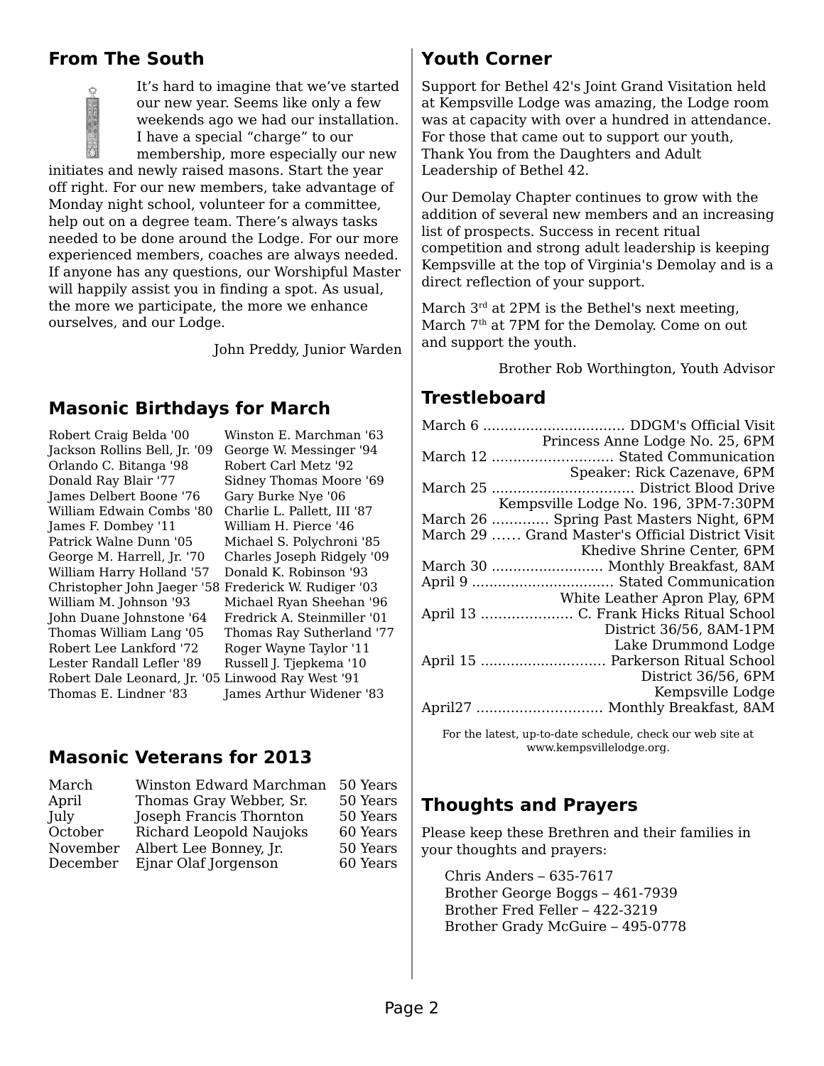## From The South

It’s hard to imagine that we’ve started our new year. Seems like only a few weekends ago we had our installation. I have a special “charge” to our membership, more especially our new initiates and newly raised masons. Start the year off right. For our new members, take advantage of Monday night school, volunteer for a committee, help out on a degree team. There’s always tasks needed to be done around the Lodge. For our more experienced members, coaches are always needed. If anyone has any questions, our Worshipful Master will happily assist you in finding a spot. As usual, the more we participate, the more we enhance ourselves, and our Lodge.

John Preddy, Junior Warden

## Masonic Birthdays for March

| | |
|---|---|
| Robert Craig Belda '00 | Winston E. Marchman '63 |
| Jackson Rollins Bell, Jr. '09 | George W. Messinger '94 |
| Orlando C. Bitanga '98 | Robert Carl Metz '92 |
| Donald Ray Blair '77 | Sidney Thomas Moore '69 |
| James Delbert Boone '76 | Gary Burke Nye '06 |
| William Edwain Combs '80 | Charlie L. Pallett, III '87 |
| James F. Dombey '11 | William H. Pierce '46 |
| Patrick Walne Dunn '05 | Michael S. Polychroni '85 |
| George M. Harrell, Jr. '70 | Charles Joseph Ridgely '09 |
| William Harry Holland '57 | Donald K. Robinson '93 |
| Christopher John Jaeger '58 | Frederick W. Rudiger '03 |
| William M. Johnson '93 | Michael Ryan Sheehan '96 |
| John Duane Johnstone '64 | Fredrick A. Steinmiller '01 |
| Thomas William Lang '05 | Thomas Ray Sutherland '77 |
| Robert Lee Lankford '72 | Roger Wayne Taylor '11 |
| Lester Randall Lefler '89 | Russell J. Tjepkema '10 |
| Robert Dale Leonard, Jr. '05 | Linwood Ray West '91 |
| Thomas E. Lindner '83 | James Arthur Widener '83 |

## Masonic Veterans for 2013

| | | |
|---|---|---|
| March | Winston Edward Marchman | 50 Years |
| April | Thomas Gray Webber, Sr. | 50 Years |
| July | Joseph Francis Thornton | 50 Years |
| October | Richard Leopold Naujoks | 60 Years |
| November | Albert Lee Bonney, Jr. | 50 Years |
| December | Ejnar Olaf Jorgenson | 60 Years |

## Youth Corner

Support for Bethel 42's Joint Grand Visitation held at Kempsville Lodge was amazing, the Lodge room was at capacity with over a hundred in attendance. For those that came out to support our youth, Thank You from the Daughters and Adult Leadership of Bethel 42.

Our Demolay Chapter continues to grow with the addition of several new members and an increasing list of prospects. Success in recent ritual competition and strong adult leadership is keeping Kempsville at the top of Virginia's Demolay and is a direct reflection of your support.

March 3rd at 2PM is the Bethel's next meeting, March 7th at 7PM for the Demolay. Come on out and support the youth.

Brother Rob Worthington, Youth Advisor

## Trestleboard

March 6 ................................ DDGM's Official Visit
Princess Anne Lodge No. 25, 6PM

March 12 ........................... Stated Communication
Speaker: Rick Cazenave, 6PM

March 25 ................................ District Blood Drive
Kempsville Lodge No. 196, 3PM-7:30PM

March 26 ............. Spring Past Masters Night, 6PM

March 29 …… Grand Master's Official District Visit
Khedive Shrine Center, 6PM

March 30 .......................... Monthly Breakfast, 8AM

April 9 ................................ Stated Communication
White Leather Apron Play, 6PM

April 13 ..................... C. Frank Hicks Ritual School
District 36/56, 8AM-1PM
Lake Drummond Lodge

April 15 ............................ Parkerson Ritual School
District 36/56, 6PM
Kempsville Lodge

April27 ............................ Monthly Breakfast, 8AM

For the latest, up-to-date schedule, check our web site at www.kempsvillelodge.org.

## Thoughts and Prayers

Please keep these Brethren and their families in your thoughts and prayers:

Chris Anders – 635-7617
Brother George Boggs – 461-7939
Brother Fred Feller – 422-3219
Brother Grady McGuire – 495-0778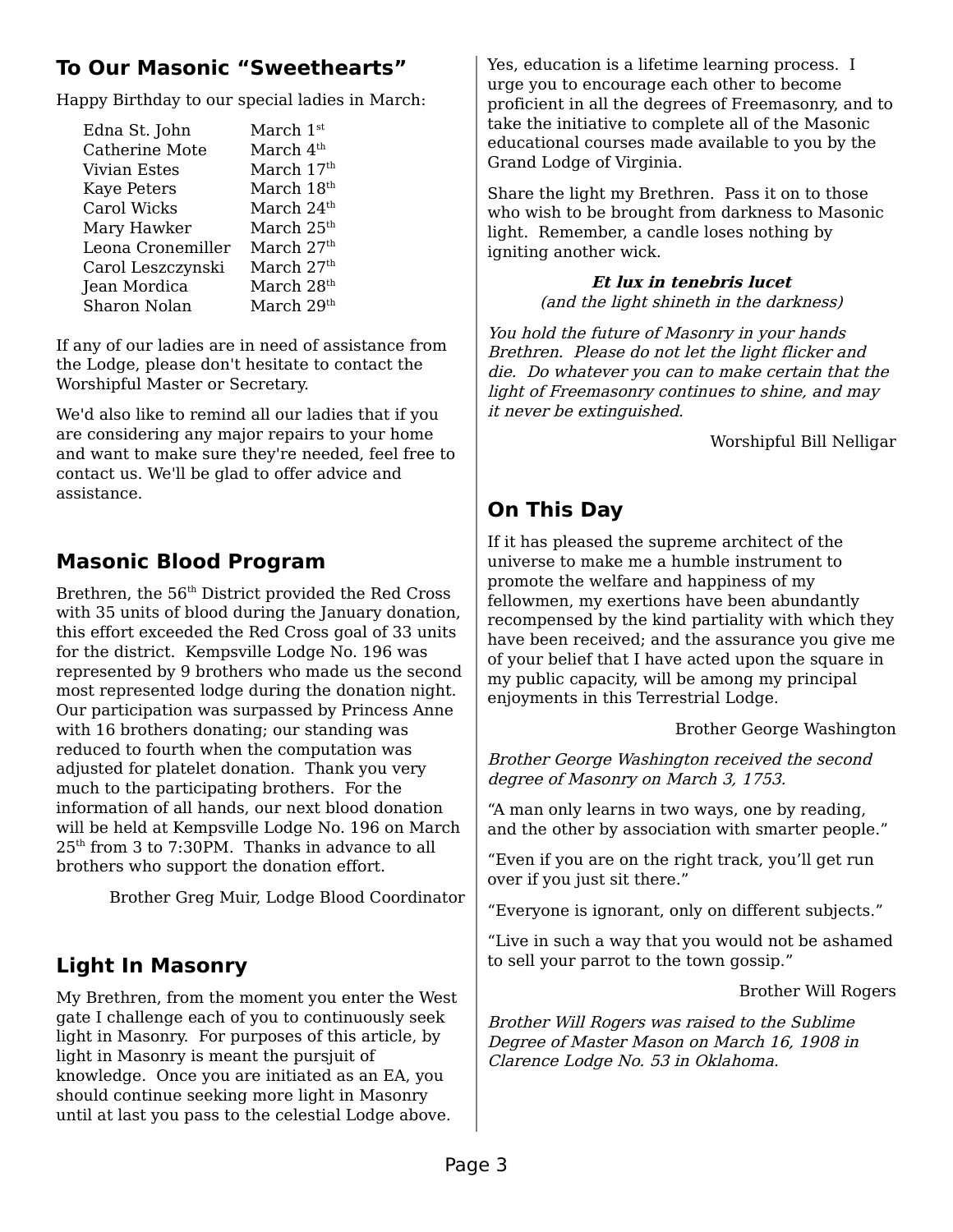## To Our Masonic “Sweethearts”

Happy Birthday to our special ladies in March:

| | |
|---|---|
| Edna St. John | March 1st |
| Catherine Mote | March 4th |
| Vivian Estes | March 17th |
| Kaye Peters | March 18th |
| Carol Wicks | March 24th |
| Mary Hawker | March 25th |
| Leona Cronemiller | March 27th |
| Carol Leszczynski | March 27th |
| Jean Mordica | March 28th |
| Sharon Nolan | March 29th |

If any of our ladies are in need of assistance from the Lodge, please don't hesitate to contact the Worshipful Master or Secretary.

We'd also like to remind all our ladies that if you are considering any major repairs to your home and want to make sure they're needed, feel free to contact us. We'll be glad to offer advice and assistance.

## Masonic Blood Program

Brethren, the 56th District provided the Red Cross with 35 units of blood during the January donation, this effort exceeded the Red Cross goal of 33 units for the district. Kempsville Lodge No. 196 was represented by 9 brothers who made us the second most represented lodge during the donation night. Our participation was surpassed by Princess Anne with 16 brothers donating; our standing was reduced to fourth when the computation was adjusted for platelet donation. Thank you very much to the participating brothers. For the information of all hands, our next blood donation will be held at Kempsville Lodge No. 196 on March 25th from 3 to 7:30PM. Thanks in advance to all brothers who support the donation effort.

Brother Greg Muir, Lodge Blood Coordinator

## Light In Masonry

My Brethren, from the moment you enter the West gate I challenge each of you to continuously seek light in Masonry. For purposes of this article, by light in Masonry is meant the pursjuit of knowledge. Once you are initiated as an EA, you should continue seeking more light in Masonry until at last you pass to the celestial Lodge above.

Yes, education is a lifetime learning process. I urge you to encourage each other to become proficient in all the degrees of Freemasonry, and to take the initiative to complete all of the Masonic educational courses made available to you by the Grand Lodge of Virginia.

Share the light my Brethren. Pass it on to those who wish to be brought from darkness to Masonic light. Remember, a candle loses nothing by igniting another wick.

***Et lux in tenebris lucet***
*(and the light shineth in the darkness)*

*You hold the future of Masonry in your hands Brethren. Please do not let the light flicker and die. Do whatever you can to make certain that the light of Freemasonry continues to shine, and may it never be extinguished.*

Worshipful Bill Nelligar

## On This Day

If it has pleased the supreme architect of the universe to make me a humble instrument to promote the welfare and happiness of my fellowmen, my exertions have been abundantly recompensed by the kind partiality with which they have been received; and the assurance you give me of your belief that I have acted upon the square in my public capacity, will be among my principal enjoyments in this Terrestrial Lodge.

Brother George Washington

*Brother George Washington received the second degree of Masonry on March 3, 1753.*

“A man only learns in two ways, one by reading, and the other by association with smarter people.”

“Even if you are on the right track, you’ll get run over if you just sit there.”

“Everyone is ignorant, only on different subjects.”

“Live in such a way that you would not be ashamed to sell your parrot to the town gossip.”

Brother Will Rogers

*Brother Will Rogers was raised to the Sublime Degree of Master Mason on March 16, 1908 in Clarence Lodge No. 53 in Oklahoma.*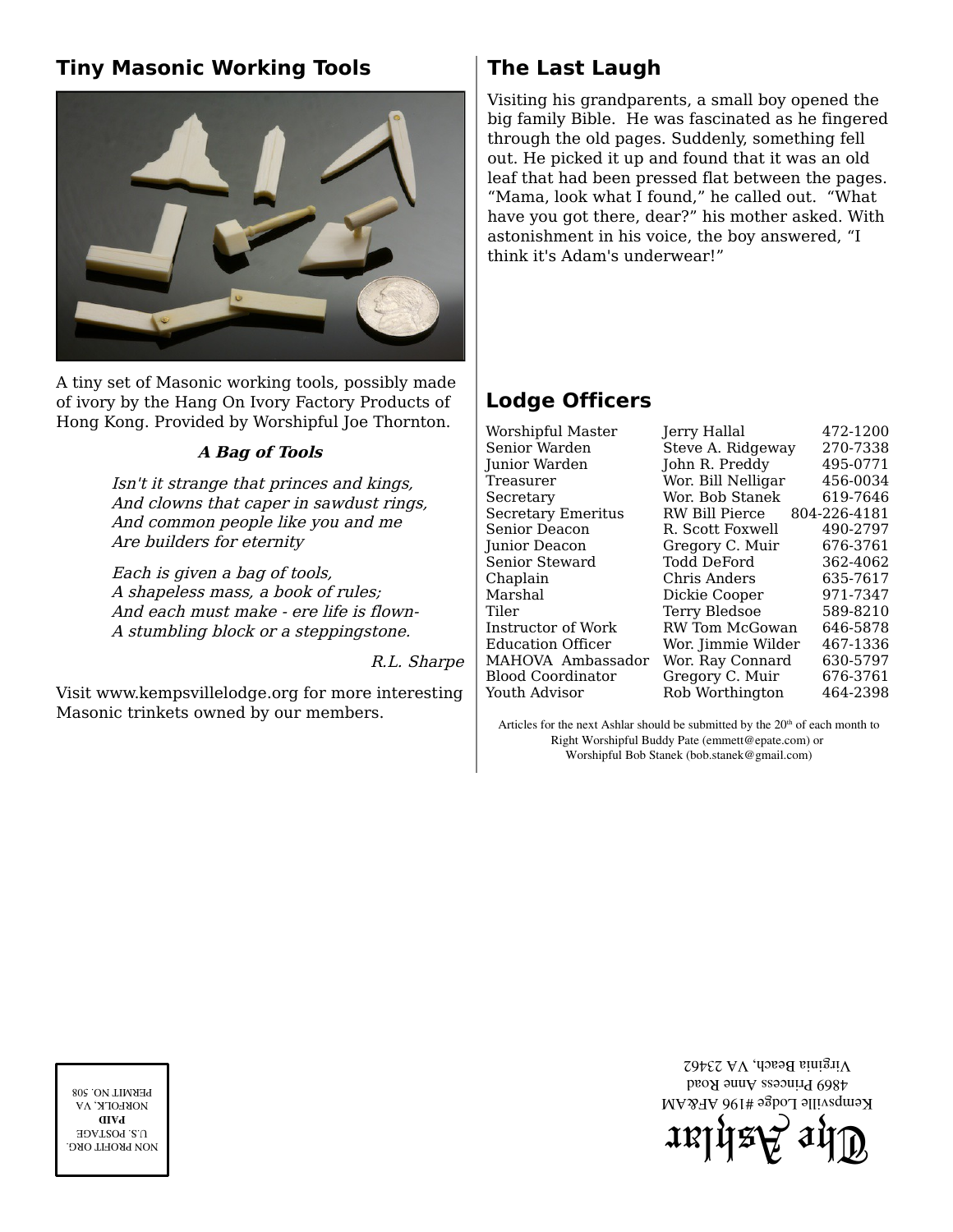## Tiny Masonic Working Tools

A tiny set of Masonic working tools, possibly made of ivory by the Hang On Ivory Factory Products of Hong Kong. Provided by Worshipful Joe Thornton.

***A Bag of Tools***

*Isn't it strange that princes and kings,*
*And clowns that caper in sawdust rings,*
*And common people like you and me*
*Are builders for eternity*

*Each is given a bag of tools,*
*A shapeless mass, a book of rules;*
*And each must make - ere life is flown-*
*A stumbling block or a steppingstone.*

*R.L. Sharpe*

Visit www.kempsvillelodge.org for more interesting Masonic trinkets owned by our members.

## The Last Laugh

Visiting his grandparents, a small boy opened the big family Bible. He was fascinated as he fingered through the old pages. Suddenly, something fell out. He picked it up and found that it was an old leaf that had been pressed flat between the pages. “Mama, look what I found,” he called out. “What have you got there, dear?” his mother asked. With astonishment in his voice, the boy answered, “I think it's Adam's underwear!”

## Lodge Officers

| | | |
|---|---|---|
| Worshipful Master | Jerry Hallal | 472-1200 |
| Senior Warden | Steve A. Ridgeway | 270-7338 |
| Junior Warden | John R. Preddy | 495-0771 |
| Treasurer | Wor. Bill Nelligar | 456-0034 |
| Secretary | Wor. Bob Stanek | 619-7646 |
| Secretary Emeritus | RW Bill Pierce | 804-226-4181 |
| Senior Deacon | R. Scott Foxwell | 490-2797 |
| Junior Deacon | Gregory C. Muir | 676-3761 |
| Senior Steward | Todd DeFord | 362-4062 |
| Chaplain | Chris Anders | 635-7617 |
| Marshal | Dickie Cooper | 971-7347 |
| Tiler | Terry Bledsoe | 589-8210 |
| Instructor of Work | RW Tom McGowan | 646-5878 |
| Education Officer | Wor. Jimmie Wilder | 467-1336 |
| MAHOVA Ambassador | Wor. Ray Connard | 630-5797 |
| Blood Coordinator | Gregory C. Muir | 676-3761 |
| Youth Advisor | Rob Worthington | 464-2398 |

Articles for the next Ashlar should be submitted by the 20th of each month to Right Worshipful Buddy Pate (emmett@epate.com) or Worshipful Bob Stanek (bob.stanek@gmail.com)

The Ashlar
Kempsville Lodge #196 AF&AM
4869 Princess Anne Road
Virginia Beach, VA 23462

NON PROFIT ORG.
U.S. POSTAGE
**PAID**
NORFOLK, VA
PERMIT NO. 508